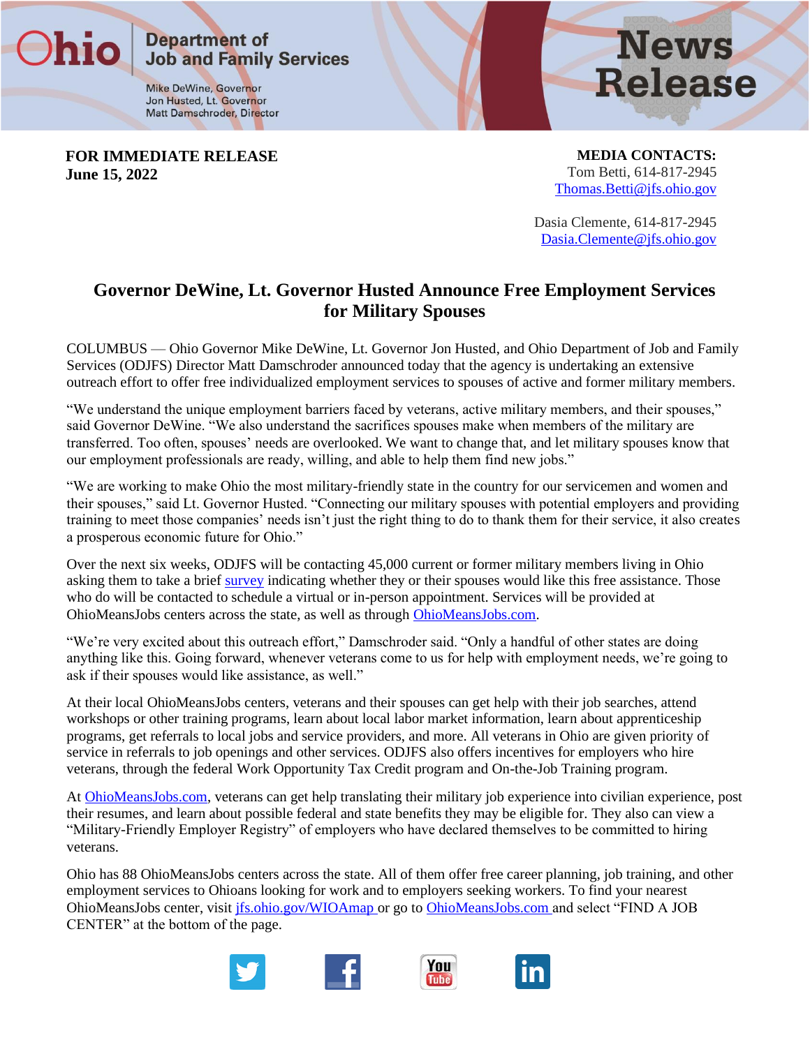Ohio | Department of Job and Family Services

Mike DeWine, Governor
Jon Husted, Lt. Governor
Matt Damschroder, Director

News Release

**FOR IMMEDIATE RELEASE**
**June 15, 2022**

**MEDIA CONTACTS:**
Tom Betti, 614-817-2945
Thomas.Betti@jfs.ohio.gov

Dasia Clemente, 614-817-2945
Dasia.Clemente@jfs.ohio.gov

# Governor DeWine, Lt. Governor Husted Announce Free Employment Services for Military Spouses

COLUMBUS — Ohio Governor Mike DeWine, Lt. Governor Jon Husted, and Ohio Department of Job and Family Services (ODJFS) Director Matt Damschroder announced today that the agency is undertaking an extensive outreach effort to offer free individualized employment services to spouses of active and former military members.

"We understand the unique employment barriers faced by veterans, active military members, and their spouses," said Governor DeWine. "We also understand the sacrifices spouses make when members of the military are transferred. Too often, spouses' needs are overlooked. We want to change that, and let military spouses know that our employment professionals are ready, willing, and able to help them find new jobs."

"We are working to make Ohio the most military-friendly state in the country for our servicemen and women and their spouses," said Lt. Governor Husted. "Connecting our military spouses with potential employers and providing training to meet those companies' needs isn't just the right thing to do to thank them for their service, it also creates a prosperous economic future for Ohio."

Over the next six weeks, ODJFS will be contacting 45,000 current or former military members living in Ohio asking them to take a brief survey indicating whether they or their spouses would like this free assistance. Those who do will be contacted to schedule a virtual or in-person appointment. Services will be provided at OhioMeansJobs centers across the state, as well as through OhioMeansJobs.com.

"We're very excited about this outreach effort," Damschroder said. "Only a handful of other states are doing anything like this. Going forward, whenever veterans come to us for help with employment needs, we're going to ask if their spouses would like assistance, as well."

At their local OhioMeansJobs centers, veterans and their spouses can get help with their job searches, attend workshops or other training programs, learn about local labor market information, learn about apprenticeship programs, get referrals to local jobs and service providers, and more. All veterans in Ohio are given priority of service in referrals to job openings and other services. ODJFS also offers incentives for employers who hire veterans, through the federal Work Opportunity Tax Credit program and On-the-Job Training program.

At OhioMeansJobs.com, veterans can get help translating their military job experience into civilian experience, post their resumes, and learn about possible federal and state benefits they may be eligible for. They also can view a "Military-Friendly Employer Registry" of employers who have declared themselves to be committed to hiring veterans.

Ohio has 88 OhioMeansJobs centers across the state. All of them offer free career planning, job training, and other employment services to Ohioans looking for work and to employers seeking workers. To find your nearest OhioMeansJobs center, visit jfs.ohio.gov/WIOAmap or go to OhioMeansJobs.com and select "FIND A JOB CENTER" at the bottom of the page.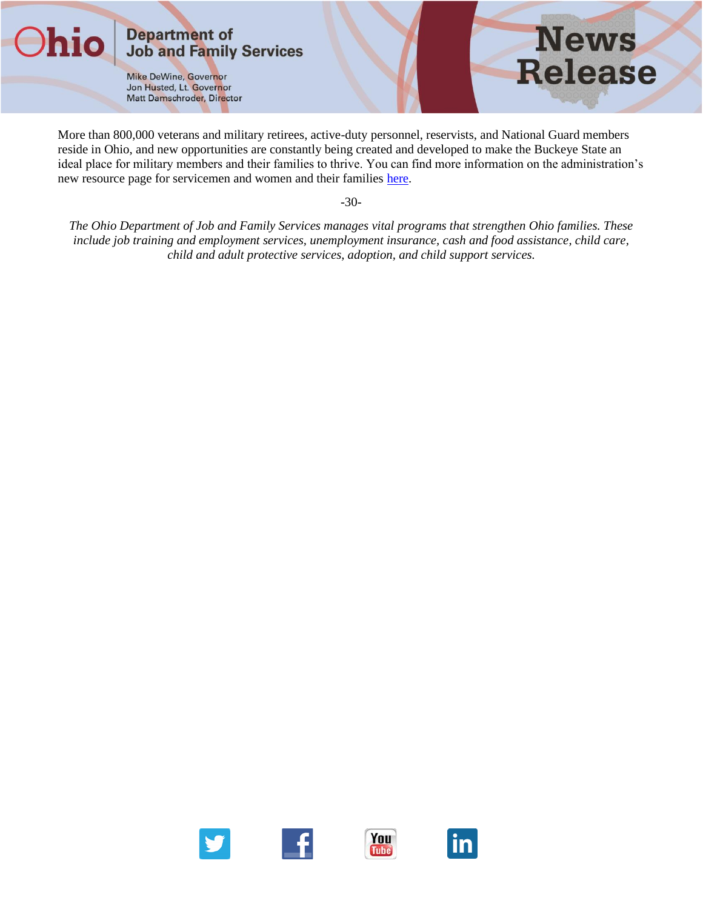More than 800,000 veterans and military retirees, active-duty personnel, reservists, and National Guard members reside in Ohio, and new opportunities are constantly being created and developed to make the Buckeye State an ideal place for military members and their families to thrive. You can find more information on the administration's new resource page for servicemen and women and their families here.

-30-

*The Ohio Department of Job and Family Services manages vital programs that strengthen Ohio families. These include job training and employment services, unemployment insurance, cash and food assistance, child care, child and adult protective services, adoption, and child support services.*